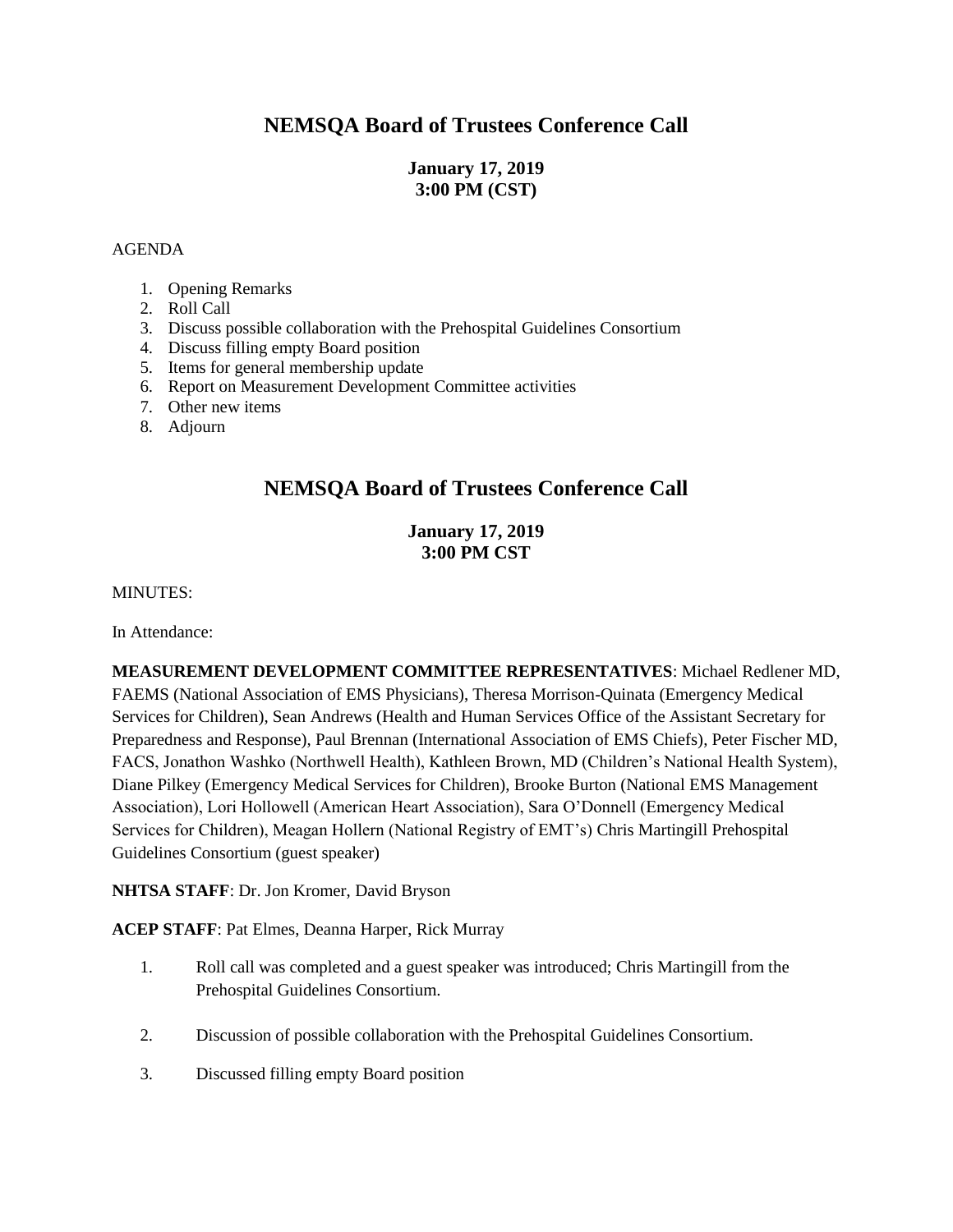# NEMSQA Board of Trustees Conference Call

**January 17, 2019**
**3:00 PM (CST)**

AGENDA

1. Opening Remarks
2. Roll Call
3. Discuss possible collaboration with the Prehospital Guidelines Consortium
4. Discuss filling empty Board position
5. Items for general membership update
6. Report on Measurement Development Committee activities
7. Other new items
8. Adjourn

# NEMSQA Board of Trustees Conference Call

**January 17, 2019**
**3:00 PM CST**

MINUTES:

In Attendance:

**MEASUREMENT DEVELOPMENT COMMITTEE REPRESENTATIVES**: Michael Redlener MD, FAEMS (National Association of EMS Physicians), Theresa Morrison-Quinata (Emergency Medical Services for Children), Sean Andrews (Health and Human Services Office of the Assistant Secretary for Preparedness and Response), Paul Brennan (International Association of EMS Chiefs), Peter Fischer MD, FACS, Jonathon Washko (Northwell Health), Kathleen Brown, MD (Children's National Health System), Diane Pilkey (Emergency Medical Services for Children), Brooke Burton (National EMS Management Association), Lori Hollowell (American Heart Association), Sara O'Donnell (Emergency Medical Services for Children), Meagan Hollern (National Registry of EMT's) Chris Martingill Prehospital Guidelines Consortium (guest speaker)

**NHTSA STAFF**: Dr. Jon Kromer, David Bryson

**ACEP STAFF**: Pat Elmes, Deanna Harper, Rick Murray

1. Roll call was completed and a guest speaker was introduced; Chris Martingill from the Prehospital Guidelines Consortium.
2. Discussion of possible collaboration with the Prehospital Guidelines Consortium.
3. Discussed filling empty Board position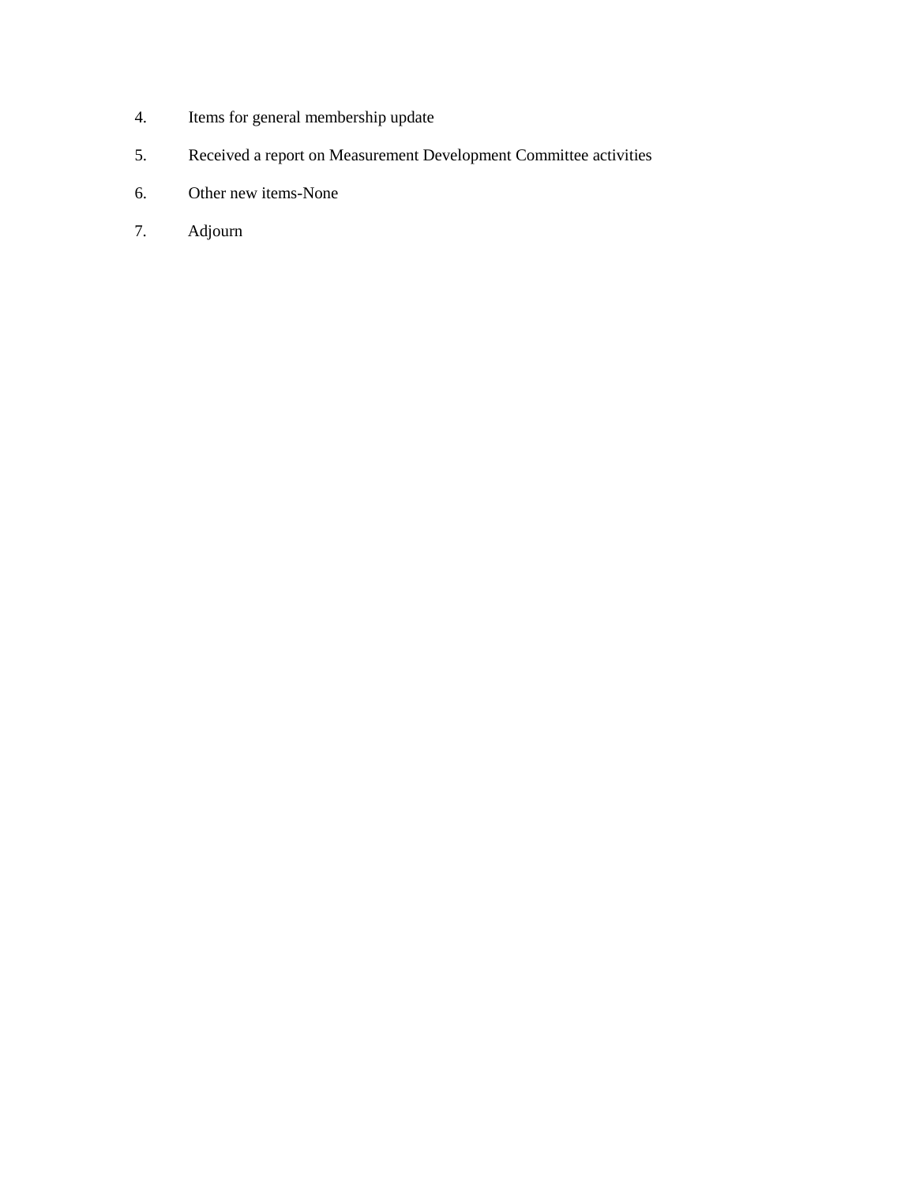4. Items for general membership update
5. Received a report on Measurement Development Committee activities
6. Other new items-None
7. Adjourn